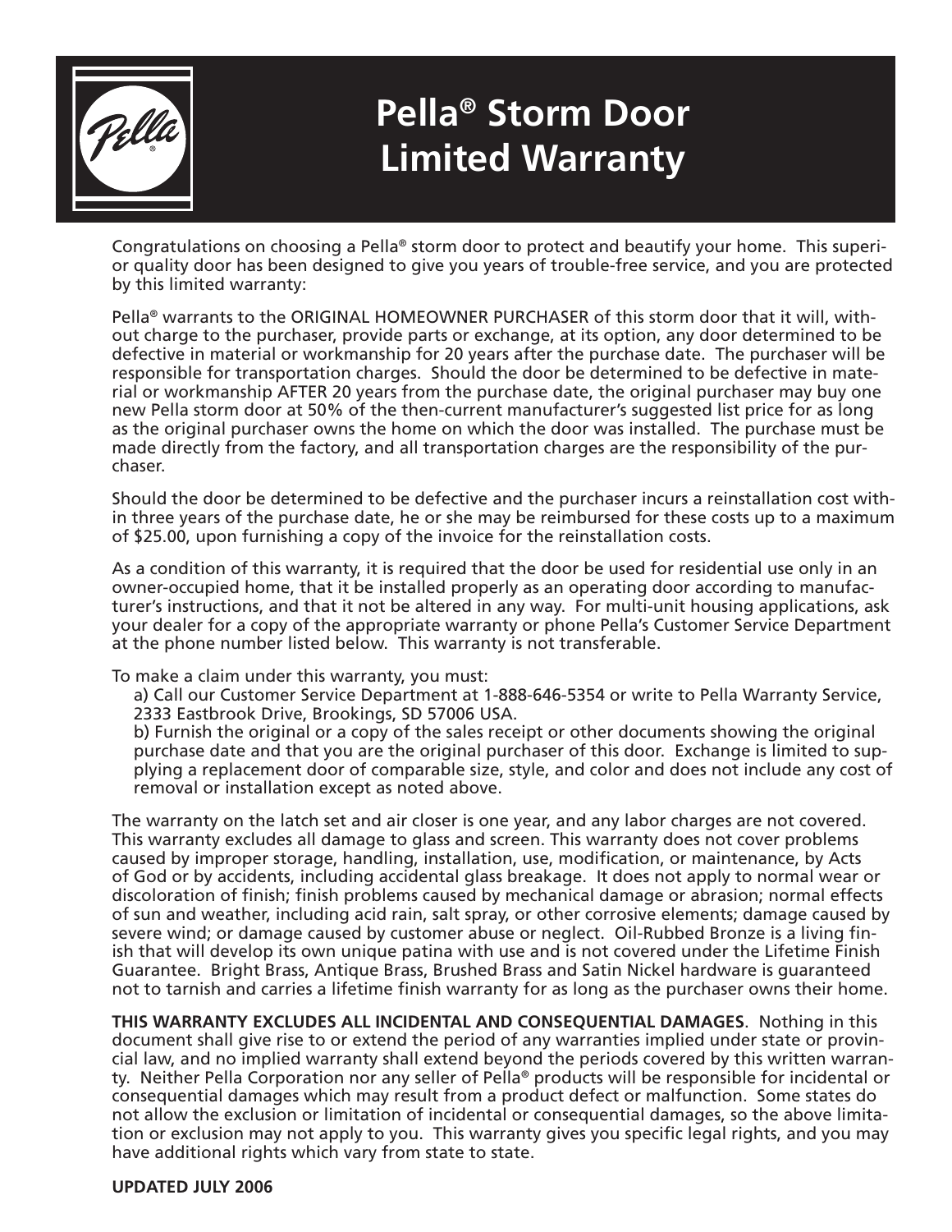# Pella® Storm Door Limited Warranty

Congratulations on choosing a Pella® storm door to protect and beautify your home. This superior quality door has been designed to give you years of trouble-free service, and you are protected by this limited warranty:

Pella® warrants to the ORIGINAL HOMEOWNER PURCHASER of this storm door that it will, without charge to the purchaser, provide parts or exchange, at its option, any door determined to be defective in material or workmanship for 20 years after the purchase date. The purchaser will be responsible for transportation charges. Should the door be determined to be defective in material or workmanship AFTER 20 years from the purchase date, the original purchaser may buy one new Pella storm door at 50% of the then-current manufacturer's suggested list price for as long as the original purchaser owns the home on which the door was installed. The purchase must be made directly from the factory, and all transportation charges are the responsibility of the purchaser.

Should the door be determined to be defective and the purchaser incurs a reinstallation cost within three years of the purchase date, he or she may be reimbursed for these costs up to a maximum of $25.00, upon furnishing a copy of the invoice for the reinstallation costs.

As a condition of this warranty, it is required that the door be used for residential use only in an owner-occupied home, that it be installed properly as an operating door according to manufacturer's instructions, and that it not be altered in any way. For multi-unit housing applications, ask your dealer for a copy of the appropriate warranty or phone Pella's Customer Service Department at the phone number listed below. This warranty is not transferable.

To make a claim under this warranty, you must:

a) Call our Customer Service Department at 1-888-646-5354 or write to Pella Warranty Service, 2333 Eastbrook Drive, Brookings, SD 57006 USA.

b) Furnish the original or a copy of the sales receipt or other documents showing the original purchase date and that you are the original purchaser of this door. Exchange is limited to supplying a replacement door of comparable size, style, and color and does not include any cost of removal or installation except as noted above.

The warranty on the latch set and air closer is one year, and any labor charges are not covered. This warranty excludes all damage to glass and screen. This warranty does not cover problems caused by improper storage, handling, installation, use, modification, or maintenance, by Acts of God or by accidents, including accidental glass breakage. It does not apply to normal wear or discoloration of finish; finish problems caused by mechanical damage or abrasion; normal effects of sun and weather, including acid rain, salt spray, or other corrosive elements; damage caused by severe wind; or damage caused by customer abuse or neglect. Oil-Rubbed Bronze is a living finish that will develop its own unique patina with use and is not covered under the Lifetime Finish Guarantee. Bright Brass, Antique Brass, Brushed Brass and Satin Nickel hardware is guaranteed not to tarnish and carries a lifetime finish warranty for as long as the purchaser owns their home.

**THIS WARRANTY EXCLUDES ALL INCIDENTAL AND CONSEQUENTIAL DAMAGES**. Nothing in this document shall give rise to or extend the period of any warranties implied under state or provincial law, and no implied warranty shall extend beyond the periods covered by this written warranty. Neither Pella Corporation nor any seller of Pella® products will be responsible for incidental or consequential damages which may result from a product defect or malfunction. Some states do not allow the exclusion or limitation of incidental or consequential damages, so the above limitation or exclusion may not apply to you. This warranty gives you specific legal rights, and you may have additional rights which vary from state to state.

**UPDATED JULY 2006**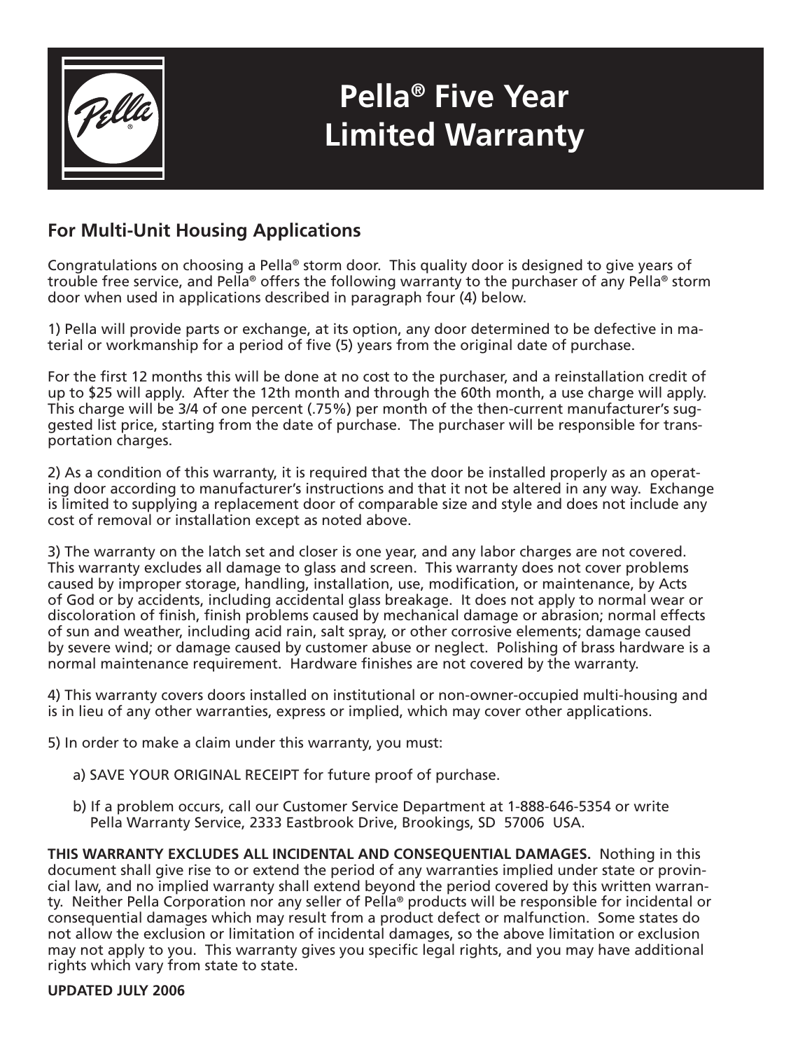# Pella® Five Year Limited Warranty

## For Multi-Unit Housing Applications

Congratulations on choosing a Pella® storm door. This quality door is designed to give years of trouble free service, and Pella® offers the following warranty to the purchaser of any Pella® storm door when used in applications described in paragraph four (4) below.

1) Pella will provide parts or exchange, at its option, any door determined to be defective in material or workmanship for a period of five (5) years from the original date of purchase.

For the first 12 months this will be done at no cost to the purchaser, and a reinstallation credit of up to $25 will apply. After the 12th month and through the 60th month, a use charge will apply. This charge will be 3/4 of one percent (.75%) per month of the then-current manufacturer's suggested list price, starting from the date of purchase. The purchaser will be responsible for transportation charges.

2) As a condition of this warranty, it is required that the door be installed properly as an operating door according to manufacturer's instructions and that it not be altered in any way. Exchange is limited to supplying a replacement door of comparable size and style and does not include any cost of removal or installation except as noted above.

3) The warranty on the latch set and closer is one year, and any labor charges are not covered. This warranty excludes all damage to glass and screen. This warranty does not cover problems caused by improper storage, handling, installation, use, modification, or maintenance, by Acts of God or by accidents, including accidental glass breakage. It does not apply to normal wear or discoloration of finish, finish problems caused by mechanical damage or abrasion; normal effects of sun and weather, including acid rain, salt spray, or other corrosive elements; damage caused by severe wind; or damage caused by customer abuse or neglect. Polishing of brass hardware is a normal maintenance requirement. Hardware finishes are not covered by the warranty.

4) This warranty covers doors installed on institutional or non-owner-occupied multi-housing and is in lieu of any other warranties, express or implied, which may cover other applications.

5) In order to make a claim under this warranty, you must:

a) SAVE YOUR ORIGINAL RECEIPT for future proof of purchase.

b) If a problem occurs, call our Customer Service Department at 1-888-646-5354 or write Pella Warranty Service, 2333 Eastbrook Drive, Brookings, SD 57006 USA.

**THIS WARRANTY EXCLUDES ALL INCIDENTAL AND CONSEQUENTIAL DAMAGES.** Nothing in this document shall give rise to or extend the period of any warranties implied under state or provincial law, and no implied warranty shall extend beyond the period covered by this written warranty. Neither Pella Corporation nor any seller of Pella® products will be responsible for incidental or consequential damages which may result from a product defect or malfunction. Some states do not allow the exclusion or limitation of incidental damages, so the above limitation or exclusion may not apply to you. This warranty gives you specific legal rights, and you may have additional rights which vary from state to state.

**UPDATED JULY 2006**